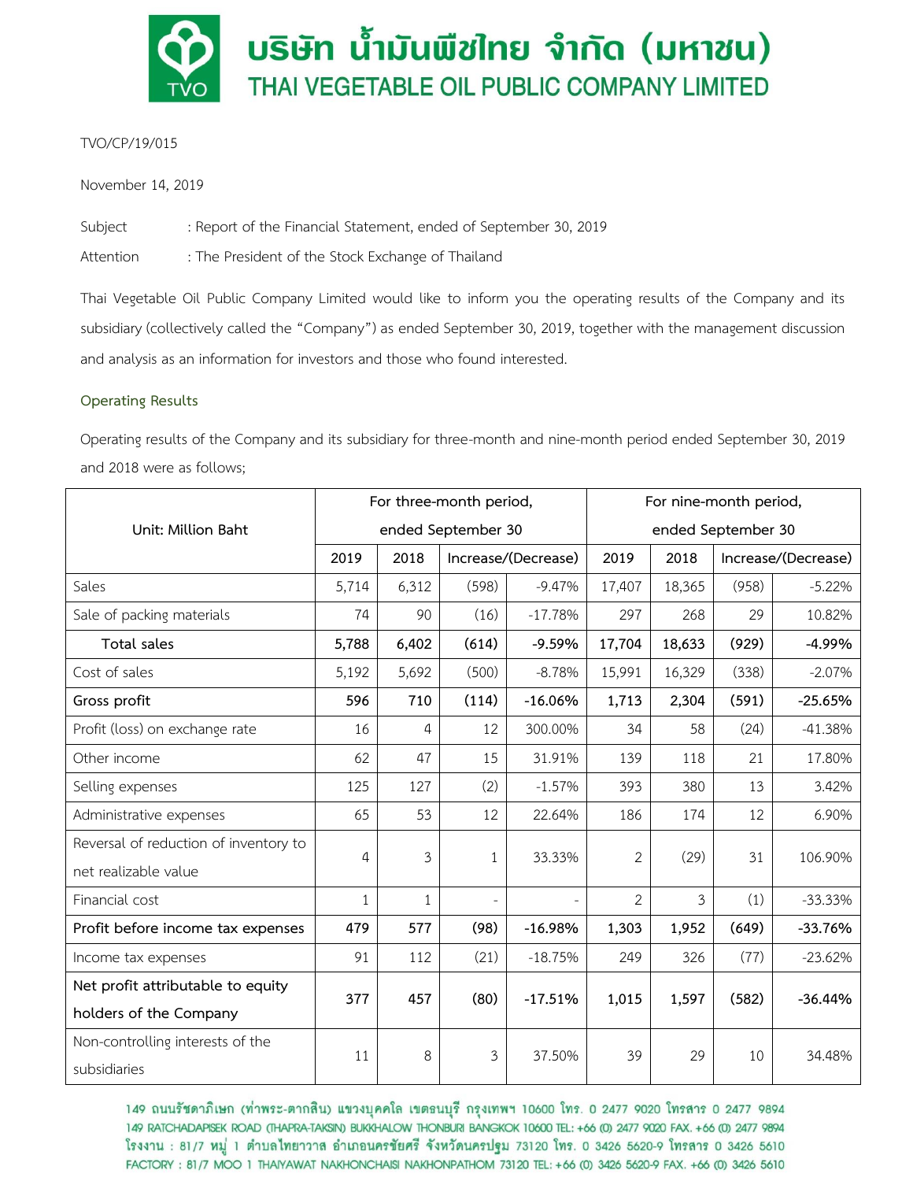# บริษัท น้ำมันพืชไทย จำกัด (มหาชน)
# THAI VEGETABLE OIL PUBLIC COMPANY LIMITED

TVO/CP/19/015

November 14, 2019

Subject : Report of the Financial Statement, ended of September 30, 2019

Attention : The President of the Stock Exchange of Thailand

Thai Vegetable Oil Public Company Limited would like to inform you the operating results of the Company and its subsidiary (collectively called the "Company") as ended September 30, 2019, together with the management discussion and analysis as an information for investors and those who found interested.

## Operating Results

Operating results of the Company and its subsidiary for three-month and nine-month period ended September 30, 2019 and 2018 were as follows;

| Unit: Million Baht | For three-month period, ended September 30 | | | | For nine-month period, ended September 30 | | | |
|---|---|---|---|---|---|---|---|---|
| | 2019 | 2018 | Increase/(Decrease) | | 2019 | 2018 | Increase/(Decrease) | |
| Sales | 5,714 | 6,312 | (598) | -9.47% | 17,407 | 18,365 | (958) | -5.22% |
| Sale of packing materials | 74 | 90 | (16) | -17.78% | 297 | 268 | 29 | 10.82% |
| **Total sales** | **5,788** | **6,402** | **(614)** | **-9.59%** | **17,704** | **18,633** | **(929)** | **-4.99%** |
| Cost of sales | 5,192 | 5,692 | (500) | -8.78% | 15,991 | 16,329 | (338) | -2.07% |
| **Gross profit** | **596** | **710** | **(114)** | **-16.06%** | **1,713** | **2,304** | **(591)** | **-25.65%** |
| Profit (loss) on exchange rate | 16 | 4 | 12 | 300.00% | 34 | 58 | (24) | -41.38% |
| Other income | 62 | 47 | 15 | 31.91% | 139 | 118 | 21 | 17.80% |
| Selling expenses | 125 | 127 | (2) | -1.57% | 393 | 380 | 13 | 3.42% |
| Administrative expenses | 65 | 53 | 12 | 22.64% | 186 | 174 | 12 | 6.90% |
| Reversal of reduction of inventory to net realizable value | 4 | 3 | 1 | 33.33% | 2 | (29) | 31 | 106.90% |
| Financial cost | 1 | 1 | - | - | 2 | 3 | (1) | -33.33% |
| **Profit before income tax expenses** | **479** | **577** | **(98)** | **-16.98%** | **1,303** | **1,952** | **(649)** | **-33.76%** |
| Income tax expenses | 91 | 112 | (21) | -18.75% | 249 | 326 | (77) | -23.62% |
| **Net profit attributable to equity holders of the Company** | **377** | **457** | **(80)** | **-17.51%** | **1,015** | **1,597** | **(582)** | **-36.44%** |
| Non-controlling interests of the subsidiaries | 11 | 8 | 3 | 37.50% | 39 | 29 | 10 | 34.48% |

149 ถนนรัชดาภิเษก (ท่าพระ-ตากสิน) แขวงบุคคโล เขตธนบุรี กรุงเทพฯ 10600 โทร. 0 2477 9020 โทรสาร 0 2477 9894
149 RATCHADAPISEK ROAD (THAPRA-TAKSIN) BUKKHALOW THONBURI BANGKOK 10600 TEL: +66 (0) 2477 9020 FAX. +66 (0) 2477 9894
โรงงาน : 81/7 หมู่ 1 ตำบลไทยาวาส อำเภอนครชัยศรี จังหวัดนครปฐม 73120 โทร. 0 3426 5620-9 โทรสาร 0 3426 5610
FACTORY : 81/7 MOO 1 THAIYAWAT NAKHONCHAISI NAKHONPATHOM 73120 TEL: +66 (0) 3426 5620-9 FAX. +66 (0) 3426 5610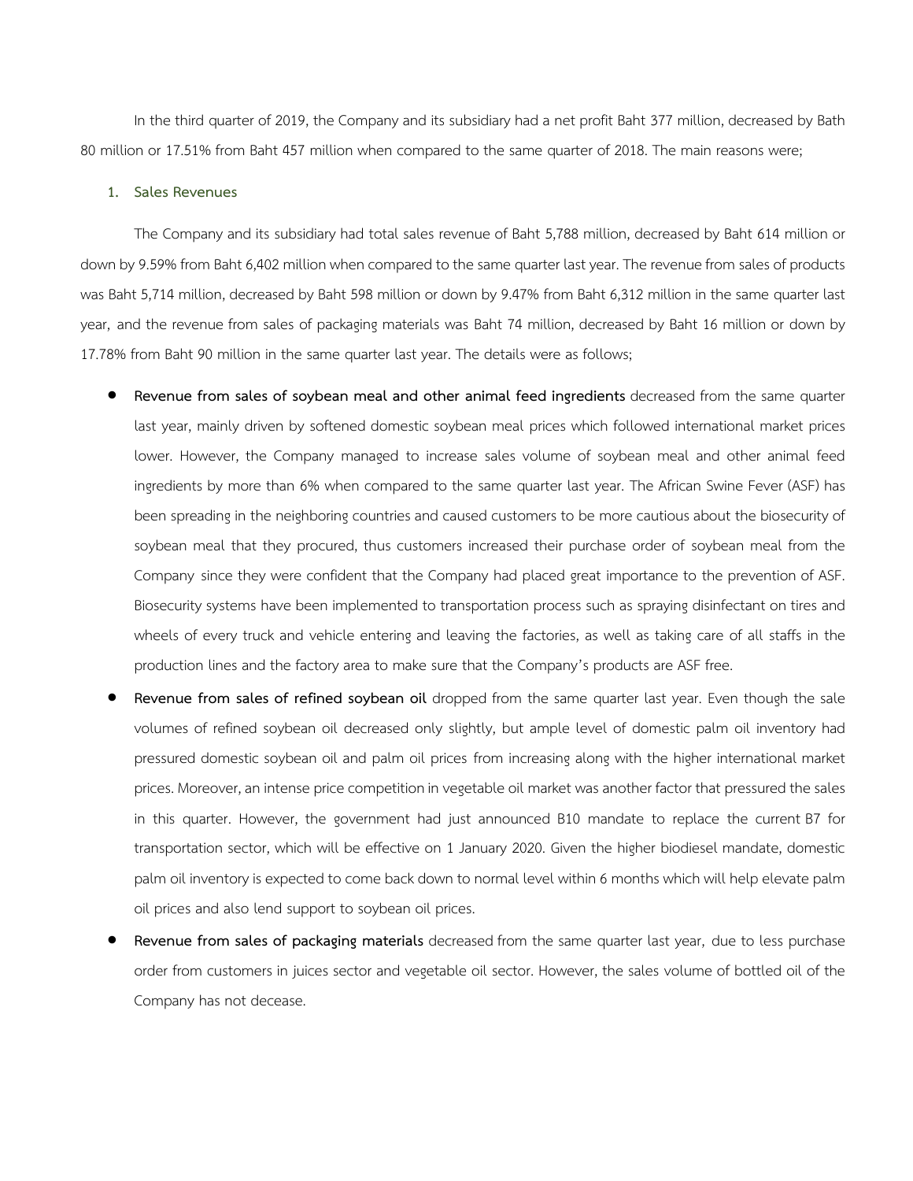In the third quarter of 2019, the Company and its subsidiary had a net profit Baht 377 million, decreased by Bath 80 million or 17.51% from Baht 457 million when compared to the same quarter of 2018. The main reasons were;

## 1. Sales Revenues

The Company and its subsidiary had total sales revenue of Baht 5,788 million, decreased by Baht 614 million or down by 9.59% from Baht 6,402 million when compared to the same quarter last year. The revenue from sales of products was Baht 5,714 million, decreased by Baht 598 million or down by 9.47% from Baht 6,312 million in the same quarter last year, and the revenue from sales of packaging materials was Baht 74 million, decreased by Baht 16 million or down by 17.78% from Baht 90 million in the same quarter last year. The details were as follows;

- **Revenue from sales of soybean meal and other animal feed ingredients** decreased from the same quarter last year, mainly driven by softened domestic soybean meal prices which followed international market prices lower. However, the Company managed to increase sales volume of soybean meal and other animal feed ingredients by more than 6% when compared to the same quarter last year. The African Swine Fever (ASF) has been spreading in the neighboring countries and caused customers to be more cautious about the biosecurity of soybean meal that they procured, thus customers increased their purchase order of soybean meal from the Company since they were confident that the Company had placed great importance to the prevention of ASF. Biosecurity systems have been implemented to transportation process such as spraying disinfectant on tires and wheels of every truck and vehicle entering and leaving the factories, as well as taking care of all staffs in the production lines and the factory area to make sure that the Company's products are ASF free.
- **Revenue from sales of refined soybean oil** dropped from the same quarter last year. Even though the sale volumes of refined soybean oil decreased only slightly, but ample level of domestic palm oil inventory had pressured domestic soybean oil and palm oil prices from increasing along with the higher international market prices. Moreover, an intense price competition in vegetable oil market was another factor that pressured the sales in this quarter. However, the government had just announced B10 mandate to replace the current B7 for transportation sector, which will be effective on 1 January 2020. Given the higher biodiesel mandate, domestic palm oil inventory is expected to come back down to normal level within 6 months which will help elevate palm oil prices and also lend support to soybean oil prices.
- **Revenue from sales of packaging materials** decreased from the same quarter last year, due to less purchase order from customers in juices sector and vegetable oil sector. However, the sales volume of bottled oil of the Company has not decease.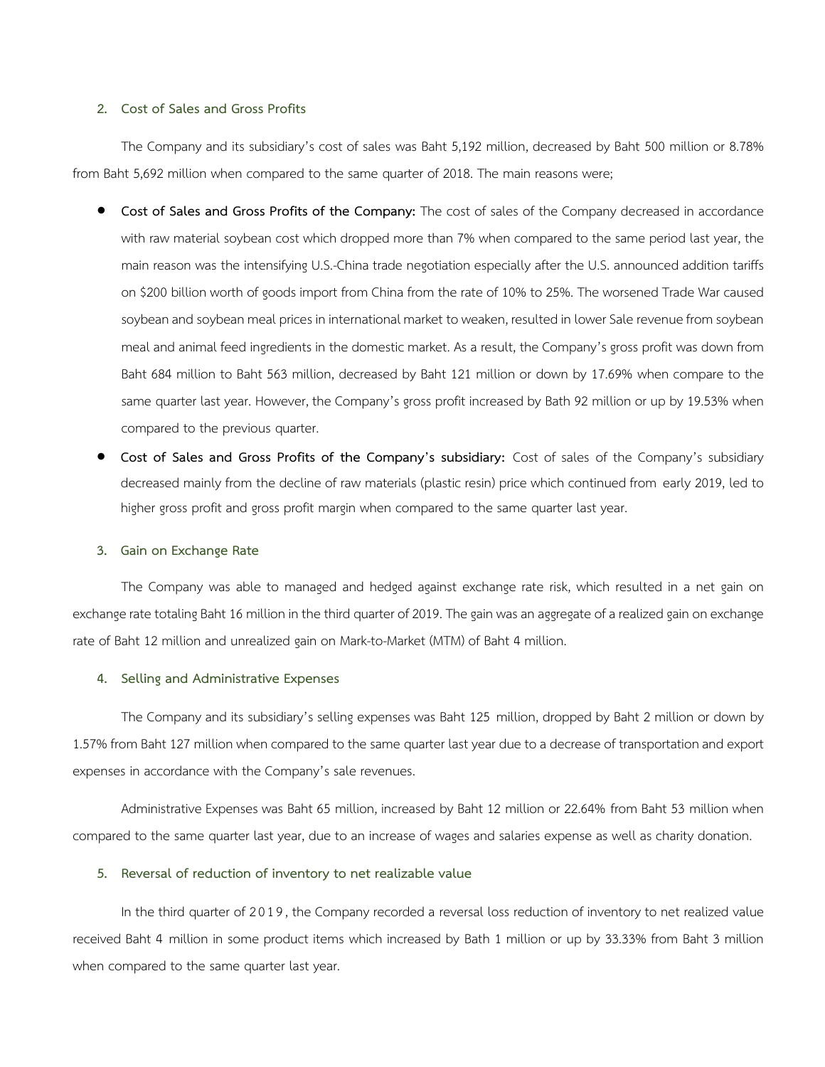## 2. Cost of Sales and Gross Profits

The Company and its subsidiary's cost of sales was Baht 5,192 million, decreased by Baht 500 million or 8.78% from Baht 5,692 million when compared to the same quarter of 2018. The main reasons were;

- **Cost of Sales and Gross Profits of the Company:** The cost of sales of the Company decreased in accordance with raw material soybean cost which dropped more than 7% when compared to the same period last year, the main reason was the intensifying U.S.-China trade negotiation especially after the U.S. announced addition tariffs on $200 billion worth of goods import from China from the rate of 10% to 25%. The worsened Trade War caused soybean and soybean meal prices in international market to weaken, resulted in lower Sale revenue from soybean meal and animal feed ingredients in the domestic market. As a result, the Company's gross profit was down from Baht 684 million to Baht 563 million, decreased by Baht 121 million or down by 17.69% when compare to the same quarter last year. However, the Company's gross profit increased by Bath 92 million or up by 19.53% when compared to the previous quarter.
- **Cost of Sales and Gross Profits of the Company's subsidiary:** Cost of sales of the Company's subsidiary decreased mainly from the decline of raw materials (plastic resin) price which continued from early 2019, led to higher gross profit and gross profit margin when compared to the same quarter last year.

## 3. Gain on Exchange Rate

The Company was able to managed and hedged against exchange rate risk, which resulted in a net gain on exchange rate totaling Baht 16 million in the third quarter of 2019. The gain was an aggregate of a realized gain on exchange rate of Baht 12 million and unrealized gain on Mark-to-Market (MTM) of Baht 4 million.

## 4. Selling and Administrative Expenses

The Company and its subsidiary's selling expenses was Baht 125 million, dropped by Baht 2 million or down by 1.57% from Baht 127 million when compared to the same quarter last year due to a decrease of transportation and export expenses in accordance with the Company's sale revenues.

Administrative Expenses was Baht 65 million, increased by Baht 12 million or 22.64% from Baht 53 million when compared to the same quarter last year, due to an increase of wages and salaries expense as well as charity donation.

## 5. Reversal of reduction of inventory to net realizable value

In the third quarter of 2019, the Company recorded a reversal loss reduction of inventory to net realized value received Baht 4 million in some product items which increased by Bath 1 million or up by 33.33% from Baht 3 million when compared to the same quarter last year.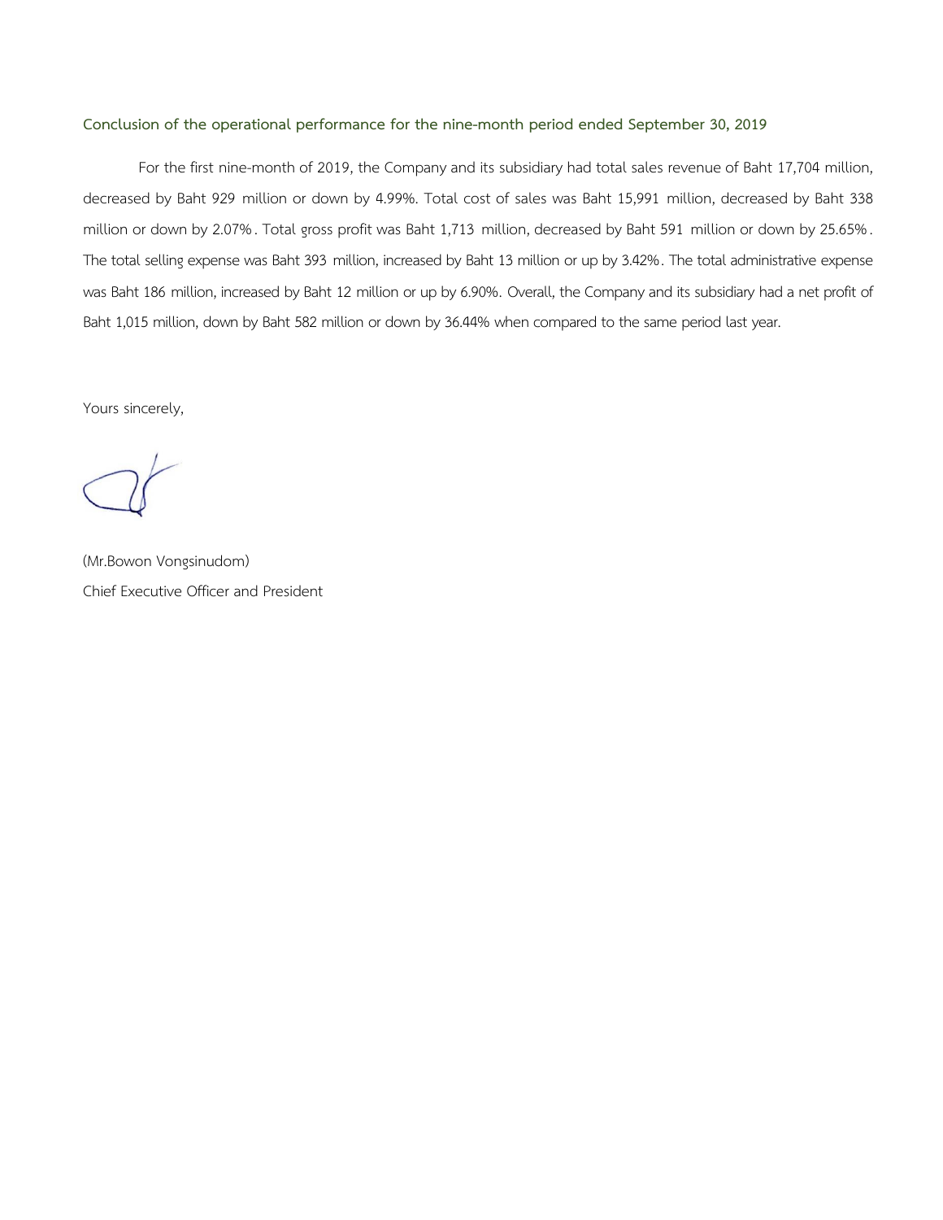## Conclusion of the operational performance for the nine-month period ended September 30, 2019

For the first nine-month of 2019, the Company and its subsidiary had total sales revenue of Baht 17,704 million, decreased by Baht 929 million or down by 4.99%. Total cost of sales was Baht 15,991 million, decreased by Baht 338 million or down by 2.07%. Total gross profit was Baht 1,713 million, decreased by Baht 591 million or down by 25.65%. The total selling expense was Baht 393 million, increased by Baht 13 million or up by 3.42%. The total administrative expense was Baht 186 million, increased by Baht 12 million or up by 6.90%. Overall, the Company and its subsidiary had a net profit of Baht 1,015 million, down by Baht 582 million or down by 36.44% when compared to the same period last year.

Yours sincerely,

(Mr.Bowon Vongsinudom)
Chief Executive Officer and President